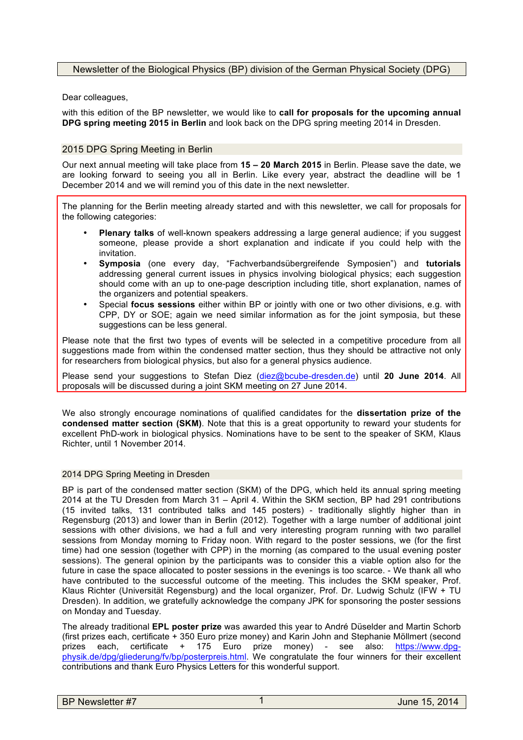Newsletter of the Biological Physics (BP) division of the German Physical Society (DPG)

Dear colleagues,

with this edition of the BP newsletter, we would like to **call for proposals for the upcoming annual DPG spring meeting 2015 in Berlin** and look back on the DPG spring meeting 2014 in Dresden.

## 2015 DPG Spring Meeting in Berlin

Our next annual meeting will take place from **15 – 20 March 2015** in Berlin. Please save the date, we are looking forward to seeing you all in Berlin. Like every year, abstract the deadline will be 1 December 2014 and we will remind you of this date in the next newsletter.

The planning for the Berlin meeting already started and with this newsletter, we call for proposals for the following categories:

- **Plenary talks** of well-known speakers addressing a large general audience; if you suggest someone, please provide a short explanation and indicate if you could help with the invitation.
- **Symposia** (one every day, "Fachverbandsübergreifende Symposien") and **tutorials** addressing general current issues in physics involving biological physics; each suggestion should come with an up to one-page description including title, short explanation, names of the organizers and potential speakers.
- Special **focus sessions** either within BP or jointly with one or two other divisions, e.g. with CPP, DY or SOE; again we need similar information as for the joint symposia, but these suggestions can be less general.

Please note that the first two types of events will be selected in a competitive procedure from all suggestions made from within the condensed matter section, thus they should be attractive not only for researchers from biological physics, but also for a general physics audience.

Please send your suggestions to Stefan Diez (diez@bcube-dresden.de) until **20 June 2014**. All proposals will be discussed during a joint SKM meeting on 27 June 2014.

We also strongly encourage nominations of qualified candidates for the **dissertation prize of the condensed matter section (SKM)**. Note that this is a great opportunity to reward your students for excellent PhD-work in biological physics. Nominations have to be sent to the speaker of SKM, Klaus Richter, until 1 November 2014.

## 2014 DPG Spring Meeting in Dresden

BP is part of the condensed matter section (SKM) of the DPG, which held its annual spring meeting 2014 at the TU Dresden from March 31 – April 4. Within the SKM section, BP had 291 contributions (15 invited talks, 131 contributed talks and 145 posters) - traditionally slightly higher than in Regensburg (2013) and lower than in Berlin (2012). Together with a large number of additional joint sessions with other divisions, we had a full and very interesting program running with two parallel sessions from Monday morning to Friday noon. With regard to the poster sessions, we (for the first time) had one session (together with CPP) in the morning (as compared to the usual evening poster sessions). The general opinion by the participants was to consider this a viable option also for the future in case the space allocated to poster sessions in the evenings is too scarce. - We thank all who have contributed to the successful outcome of the meeting. This includes the SKM speaker, Prof. Klaus Richter (Universität Regensburg) and the local organizer, Prof. Dr. Ludwig Schulz (IFW + TU Dresden). In addition, we gratefully acknowledge the company JPK for sponsoring the poster sessions on Monday and Tuesday.

The already traditional **EPL poster prize** was awarded this year to André Düselder and Martin Schorb (first prizes each, certificate + 350 Euro prize money) and Karin John and Stephanie Möllmert (second prizes each, certificate + 175 Euro prize money) - see also: https://www.dpg-physik.de/dpg/gliederung/fv/bp/posterpreis.html. We congratulate the four winners for their excellent contributions and thank Euro Physics Letters for this wonderful support.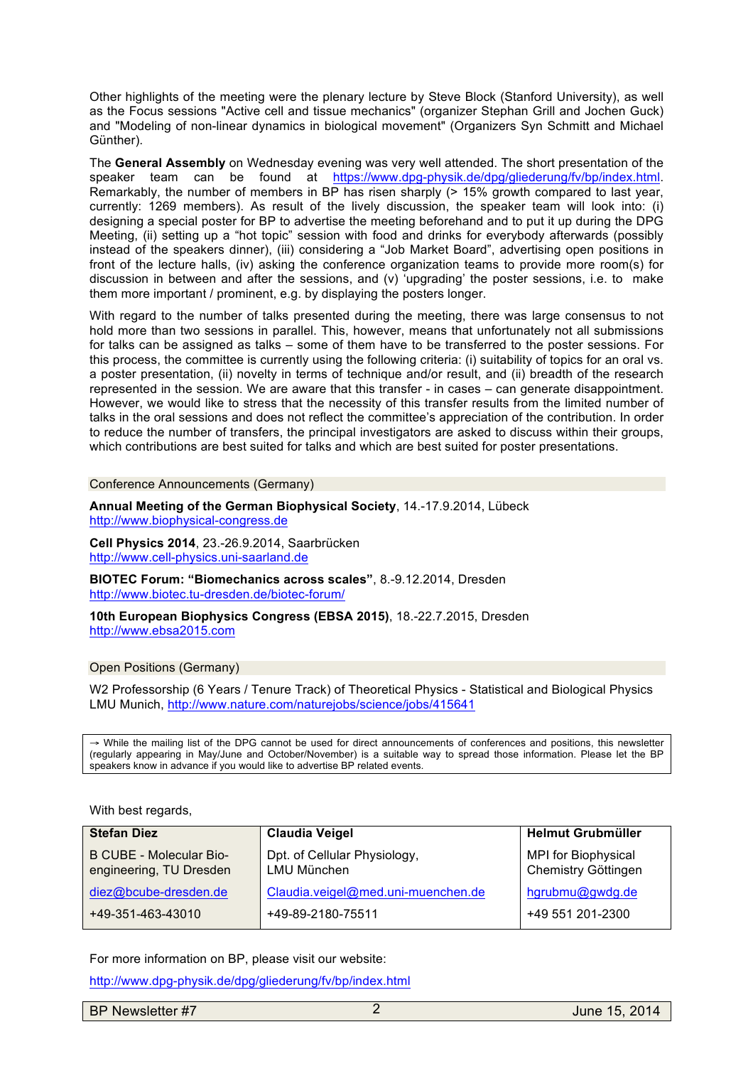Other highlights of the meeting were the plenary lecture by Steve Block (Stanford University), as well as the Focus sessions "Active cell and tissue mechanics" (organizer Stephan Grill and Jochen Guck) and "Modeling of non-linear dynamics in biological movement" (Organizers Syn Schmitt and Michael Günther).

The **General Assembly** on Wednesday evening was very well attended. The short presentation of the speaker team can be found at https://www.dpg-physik.de/dpg/gliederung/fv/bp/index.html. Remarkably, the number of members in BP has risen sharply (> 15% growth compared to last year, currently: 1269 members). As result of the lively discussion, the speaker team will look into: (i) designing a special poster for BP to advertise the meeting beforehand and to put it up during the DPG Meeting, (ii) setting up a "hot topic" session with food and drinks for everybody afterwards (possibly instead of the speakers dinner), (iii) considering a "Job Market Board", advertising open positions in front of the lecture halls, (iv) asking the conference organization teams to provide more room(s) for discussion in between and after the sessions, and (v) 'upgrading' the poster sessions, i.e. to make them more important / prominent, e.g. by displaying the posters longer.

With regard to the number of talks presented during the meeting, there was large consensus to not hold more than two sessions in parallel. This, however, means that unfortunately not all submissions for talks can be assigned as talks – some of them have to be transferred to the poster sessions. For this process, the committee is currently using the following criteria: (i) suitability of topics for an oral vs. a poster presentation, (ii) novelty in terms of technique and/or result, and (ii) breadth of the research represented in the session. We are aware that this transfer - in cases – can generate disappointment. However, we would like to stress that the necessity of this transfer results from the limited number of talks in the oral sessions and does not reflect the committee's appreciation of the contribution. In order to reduce the number of transfers, the principal investigators are asked to discuss within their groups, which contributions are best suited for talks and which are best suited for poster presentations.

## Conference Announcements (Germany)

**Annual Meeting of the German Biophysical Society**, 14.-17.9.2014, Lübeck
http://www.biophysical-congress.de

**Cell Physics 2014**, 23.-26.9.2014, Saarbrücken
http://www.cell-physics.uni-saarland.de

**BIOTEC Forum: "Biomechanics across scales"**, 8.-9.12.2014, Dresden
http://www.biotec.tu-dresden.de/biotec-forum/

**10th European Biophysics Congress (EBSA 2015)**, 18.-22.7.2015, Dresden
http://www.ebsa2015.com

## Open Positions (Germany)

W2 Professorship (6 Years / Tenure Track) of Theoretical Physics - Statistical and Biological Physics
LMU Munich, http://www.nature.com/naturejobs/science/jobs/415641

→ While the mailing list of the DPG cannot be used for direct announcements of conferences and positions, this newsletter (regularly appearing in May/June and October/November) is a suitable way to spread those information. Please let the BP speakers know in advance if you would like to advertise BP related events.

With best regards,

| **Stefan Diez** | **Claudia Veigel** | **Helmut Grubmüller** |
|---|---|---|
| B CUBE - Molecular Bio-engineering, TU Dresden | Dpt. of Cellular Physiology, LMU München | MPI for Biophysical Chemistry Göttingen |
| diez@bcube-dresden.de | Claudia.veigel@med.uni-muenchen.de | hgrubmu@gwdg.de |
| +49-351-463-43010 | +49-89-2180-75511 | +49 551 201-2300 |

For more information on BP, please visit our website:

http://www.dpg-physik.de/dpg/gliederung/fv/bp/index.html